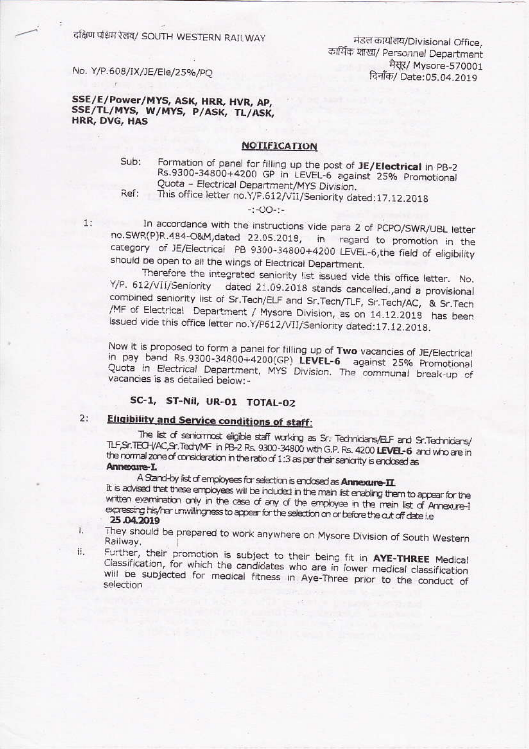दक्षिण पश्चिम रेलवे/ SOUTH WESTERN RAILWAY

मंडल कार्यालय/Divisional Office,
कार्मिक शाखा/ Personnel Department
मैसूर/ Mysore-570001
दिनाँक/ Date:05.04.2019

No. Y/P.608/IX/JE/Ele/25%/PQ

**SSE/E/Power/MYS, ASK, HRR, HVR, AP,**
**SSE/TL/MYS, W/MYS, P/ASK, TL/ASK,**
**HRR, DVG, HAS**

## NOTIFICATION

Sub: Formation of panel for filling up the post of **JE/Electrical** in PB-2 Rs.9300-34800+4200 GP in LEVEL-6 against 25% Promotional Quota - Electrical Department/MYS Division.

Ref: This office letter no.Y/P.612/VII/Seniority dated:17.12.2018

-:-OO-:-

1: In accordance with the instructions vide para 2 of PCPO/SWR/UBL letter no.SWR(P)R.484-O&M,dated 22.05.2018, in regard to promotion in the category of JE/Electrical PB 9300-34800+4200 LEVEL-6,the field of eligibility should be open to all the wings of Electrical Department.

Therefore the integrated seniority list issued vide this office letter. No. Y/P. 612/VII/Seniority dated 21.09.2018 stands cancelled.,and a provisional combined seniority list of Sr.Tech/ELF and Sr.Tech/TLF, Sr.Tech/AC, & Sr.Tech /MF of Electrical Department / Mysore Division, as on 14.12.2018 has been issued vide this office letter no.Y/P612/VII/Seniority dated:17.12.2018.

Now it is proposed to form a panel for filling up of **Two** vacancies of JE/Electrical in pay band Rs.9300-34800+4200(GP) **LEVEL-6** against 25% Promotional Quota in Electrical Department, MYS Division. The communal break-up of vacancies is as detailed below:-

**SC-1, ST-Nil, UR-01 TOTAL-02**

2: **Eligibility and Service conditions of staff:**

The list of seniormost eligible staff working as Sr. Technicians/ELF and Sr.Technicians/ TLF,Sr.TECH/AC,Sr.Tech/MF in PB-2 Rs. 9300-34800 with G.P. Rs. 4200 **LEVEL-6** and who are in the normal zone of consideration in the ratio of 1:3 as per their seniority is enclosed as **Annexure-I.**

A Stand-by list of employees for selection is enclosed as **Annexure-II.** It is advised that these employees will be included in the main list enabling them to appear for the written examination only in the case of any of the employee in the main list of Annexure-I expressing his/her unwillingness to appear for the selection on or before the cut off date i.e **25.04.2019**

i. They should be prepared to work anywhere on Mysore Division of South Western Railway.

ii. Further, their promotion is subject to their being fit in **AYE-THREE** Medical Classification, for which the candidates who are in lower medical classification will be subjected for medical fitness in Aye-Three prior to the conduct of selection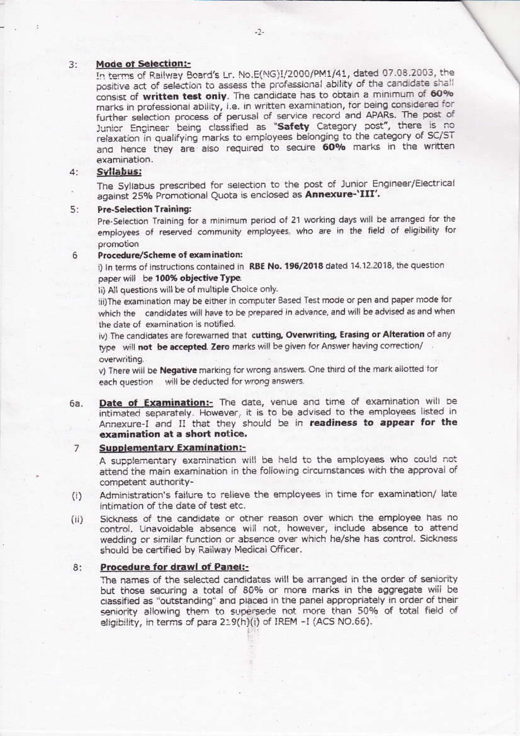3: **Mode of Selection:-**

In terms of Railway Board's Lr. No.E(NG)I/2000/PM1/41, dated 07.08.2003, the positive act of selection to assess the professional ability of the candidate shall consist of **written test only**. The candidate has to obtain a minimum of **60%** marks in professional ability, i.e. in written examination, for being considered for further selection process of perusal of service record and APARs. The post of Junior Engineer being classified as "**Safety** Category post", there is no relaxation in qualifying marks to employees belonging to the category of SC/ST and hence they are also required to secure **60%** marks in the written examination.

4: **Syllabus:**

The Syllabus prescribed for selection to the post of Junior Engineer/Electrical against 25% Promotional Quota is enclosed as **Annexure-'III'.**

5: **Pre-Selection Training:**

Pre-Selection Training for a minimum period of 21 working days will be arranged for the employees of reserved community employees, who are in the field of eligibility for promotion

6 **Procedure/Scheme of examination:**

i) In terms of instructions contained in **RBE No. 196/2018** dated 14.12.2018, the question paper will be **100% objective Type.**

ii) All questions will be of multiple Choice only.

iii) The examination may be either in computer Based Test mode or pen and paper mode for which the candidates will have to be prepared in advance, and will be advised as and when the date of examination is notified.

iv) The candidates are forewarned that **cutting, Overwriting, Erasing or Alteration** of any type will **not be accepted. Zero** marks will be given for Answer having correction/ overwriting.

v) There will be **Negative** marking for wrong answers. One third of the mark allotted for each question will be deducted for wrong answers.

6a. **Date of Examination:-** The date, venue and time of examination will be intimated separately. However, it is to be advised to the employees listed in Annexure-I and II that they should be in **readiness to appear for the examination at a short notice.**

7 **Supplementary Examination:-**

A supplementary examination will be held to the employees who could not attend the main examination in the following circumstances with the approval of competent authority-

(i) Administration's failure to relieve the employees in time for examination/ late intimation of the date of test etc.

(ii) Sickness of the candidate or other reason over which the employee has no control. Unavoidable absence will not, however, include absence to attend wedding or similar function or absence over which he/she has control. Sickness should be certified by Railway Medical Officer.

8: **Procedure for drawl of Panel:-**

The names of the selected candidates will be arranged in the order of seniority but those securing a total of 80% or more marks in the aggregate will be classified as "outstanding" and placed in the panel appropriately in order of their seniority allowing them to supersede not more than 50% of total field of eligibility, in terms of para 219(h)(i) of IREM -I (ACS NO.66).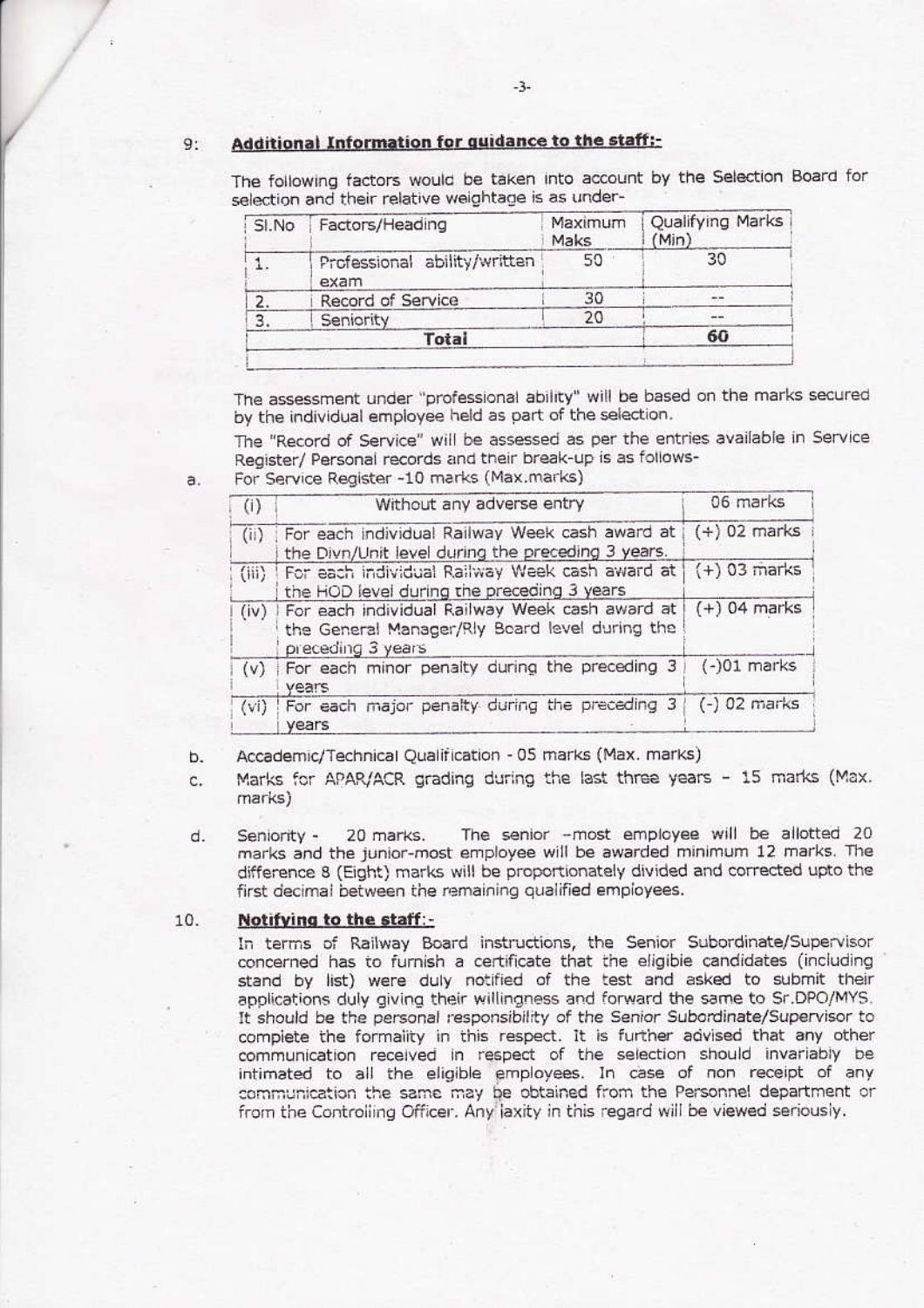## 9: Additional Information for guidance to the staff:-

The following factors would be taken into account by the Selection Board for selection and their relative weightage is as under-

| Sl.No | Factors/Heading | Maximum Maks | Qualifying Marks (Min) |
|---|---|---|---|
| 1. | Professional ability/written exam | 50 | 30 |
| 2. | Record of Service | 30 | -- |
| 3. | Seniority | 20 | -- |
| | **Total** | | **60** |

The assessment under "professional ability" will be based on the marks secured by the individual employee held as part of the selection.

The "Record of Service" will be assessed as per the entries available in Service Register/ Personal records and their break-up is as follows-

a. For Service Register -10 marks (Max.marks)

| (i) | Without any adverse entry | 06 marks |
|---|---|---|
| (ii) | For each individual Railway Week cash award at the Divn/Unit level during the preceding 3 years. | (+) 02 marks |
| (iii) | For each individual Railway Week cash award at the HOD level during the preceding 3 years | (+) 03 marks |
| (iv) | For each individual Railway Week cash award at the General Manager/Rly Board level during the preceding 3 years | (+) 04 marks |
| (v) | For each minor penalty during the preceding 3 years | (-)01 marks |
| (vi) | For each major penalty during the preceding 3 years | (-) 02 marks |

b. Accademic/Technical Qualification - 05 marks (Max. marks)

c. Marks for APAR/ACR grading during the last three years - 15 marks (Max. marks)

d. Seniority - 20 marks. The senior -most employee will be allotted 20 marks and the junior-most employee will be awarded minimum 12 marks. The difference 8 (Eight) marks will be proportionately divided and corrected upto the first decimal between the remaining qualified employees.

## 10. Notifying to the staff:-

In terms of Railway Board instructions, the Senior Subordinate/Supervisor concerned has to furnish a certificate that the eligible candidates (including stand by list) were duly notified of the test and asked to submit their applications duly giving their willingness and forward the same to Sr.DPO/MYS. It should be the personal responsibility of the Senior Subordinate/Supervisor to complete the formality in this respect. It is further advised that any other communication received in respect of the selection should invariably be intimated to all the eligible employees. In case of non receipt of any communication the same may be obtained from the Personnel department or from the Controlling Officer. Any laxity in this regard will be viewed seriously.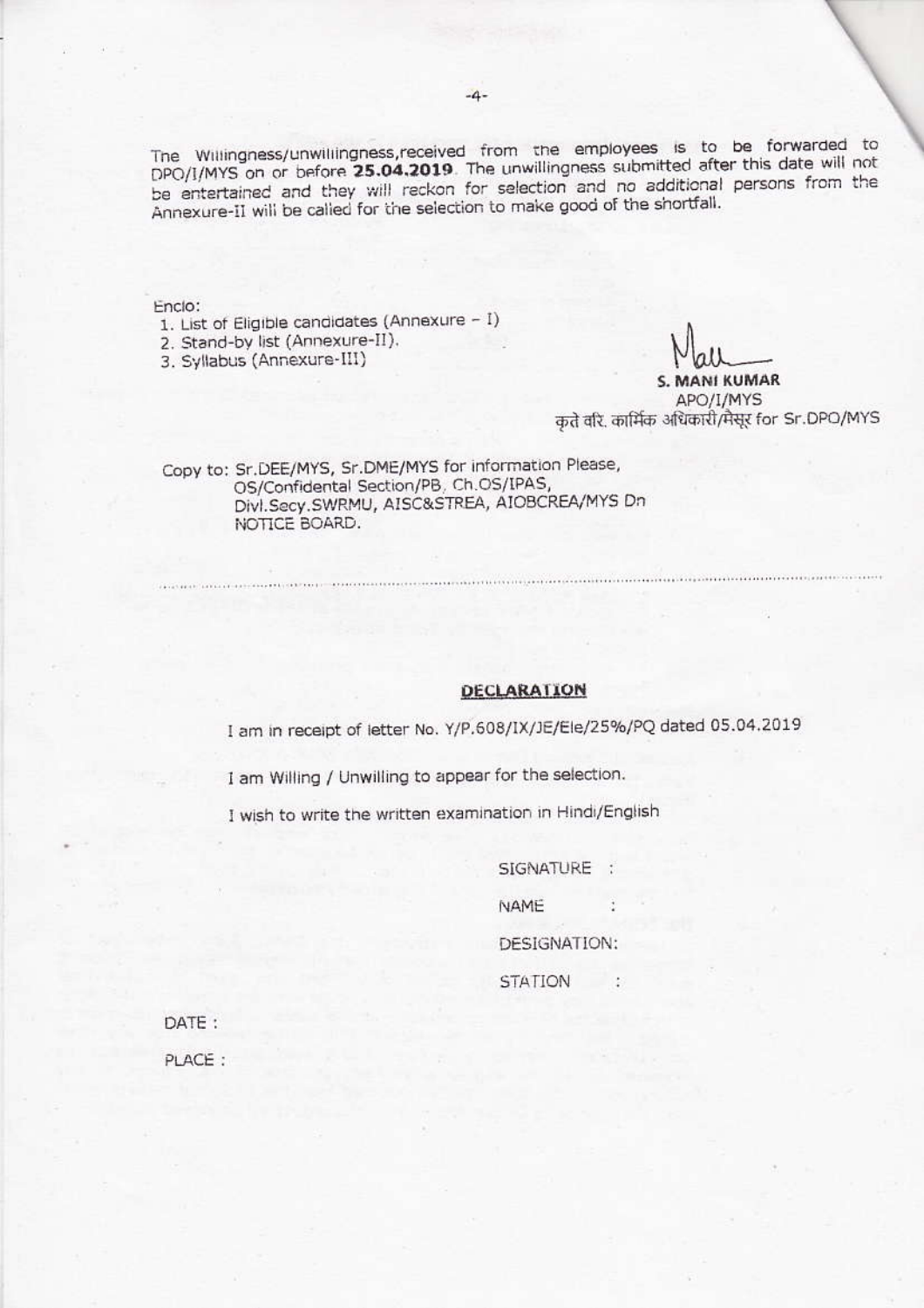The Willingness/unwillingness,received from the employees is to be forwarded to DPO/I/MYS on or before **25.04.2019**. The unwillingness submitted after this date will not be entertained and they will reckon for selection and no additional persons from the Annexure-II will be called for the selection to make good of the shortfall.

Enclo:

1. List of Eligible candidates (Annexure – I)
2. Stand-by list (Annexure-II).
3. Syllabus (Annexure-III)

**S. MANI KUMAR**
APO/I/MYS
कृते वरि. कार्मिक अधिकारी/मैसूर for Sr.DPO/MYS

Copy to: Sr.DEE/MYS, Sr.DME/MYS for information Please,
OS/Confidental Section/PB, Ch.OS/IPAS,
Divl.Secy.SWRMU, AISC&STREA, AIOBCREA/MYS Dn
NOTICE BOARD.

---

## DECLARATION

I am in receipt of letter No. Y/P.608/IX/JE/Ele/25%/PQ dated 05.04.2019

I am Willing / Unwilling to appear for the selection.

I wish to write the written examination in Hindi/English

SIGNATURE :

NAME :

DESIGNATION:

STATION :

DATE :

PLACE :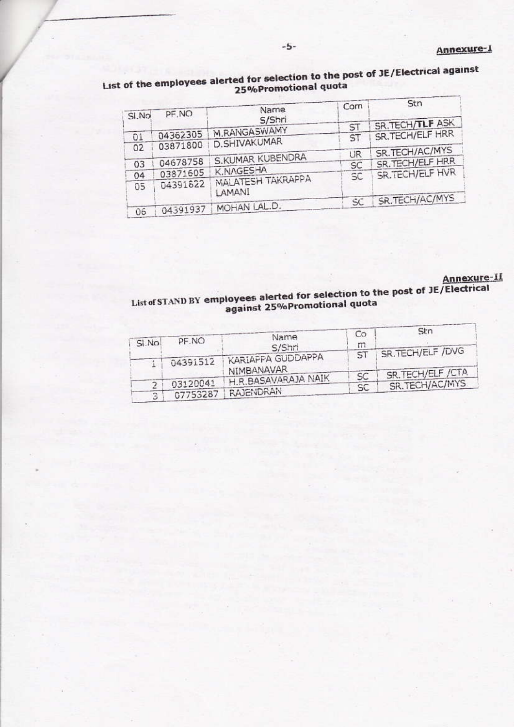**Annexure-I**

## List of the employees alerted for selection to the post of JE/Electrical against 25%Promotional quota

| Sl.No | PF.NO | Name S/Shri | Com | Stn |
|---|---|---|---|---|
| 01 | 04362305 | M.RANGASWAMY | ST | SR.TECH/**TLF** ASK |
| 02 | 03871800 | D.SHIVAKUMAR | ST | SR.TECH/ELF HRR |
| 03 | 04678758 | S.KUMAR KUBENDRA | UR | SR.TECH/AC/MYS |
| 04 | 03871605 | K.NAGESHA | SC | SR.TECH/ELF HRR |
| 05 | 04391622 | MALATESH TAKRAPPA LAMANI | SC | SR.TECH/ELF HVR |
| 06 | 04391937 | MOHAN LAL.D. | SC | SR.TECH/AC/MYS |

**Annexure-II**

## List of STAND BY employees alerted for selection to the post of JE/Electrical against 25%Promotional quota

| Sl.No | PF.NO | Name S/Shri | Com | Stn |
|---|---|---|---|---|
| 1 | 04391512 | KARIAPPA GUDDAPPA NIMBANAVAR | ST | SR.TECH/ELF /DVG |
| 2 | 03120041 | H.R.BASAVARAJA NAIK | SC | SR.TECH/ELF /CTA |
| 3 | 07753287 | RAJENDRAN | SC | SR.TECH/AC/MYS |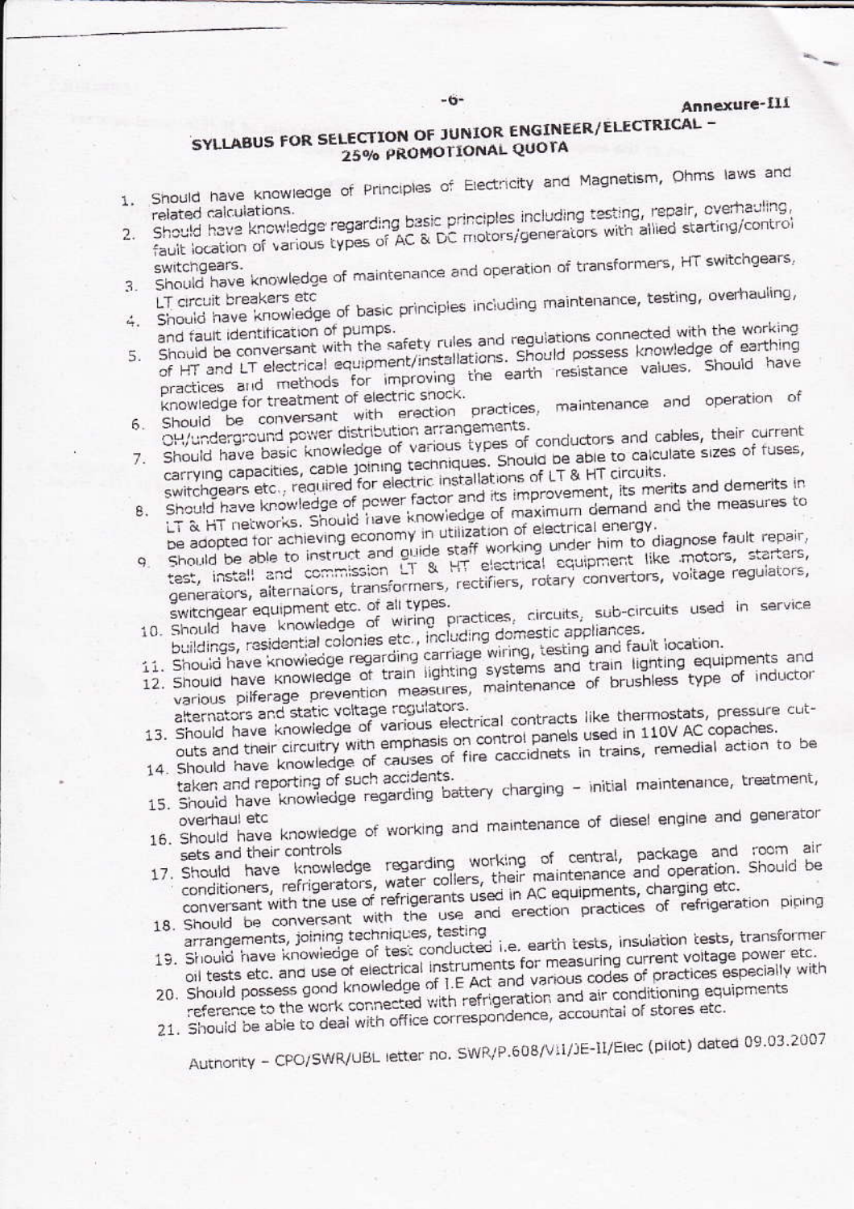Annexure-III

# SYLLABUS FOR SELECTION OF JUNIOR ENGINEER/ELECTRICAL – 25% PROMOTIONAL QUOTA

1. Should have knowledge of Principles of Electricity and Magnetism, Ohms laws and related calculations.
2. Should have knowledge regarding basic principles including testing, repair, overhauling, fault location of various types of AC & DC motors/generators with allied starting/control switchgears.
3. Should have knowledge of maintenance and operation of transformers, HT switchgears, LT circuit breakers etc
4. Should have knowledge of basic principles including maintenance, testing, overhauling, and fault identification of pumps.
5. Should be conversant with the safety rules and regulations connected with the working of HT and LT electrical equipment/installations. Should possess knowledge of earthing practices and methods for improving the earth resistance values. Should have knowledge for treatment of electric shock.
6. Should be conversant with erection practices, maintenance and operation of OH/underground power distribution arrangements.
7. Should have basic knowledge of various types of conductors and cables, their current carrying capacities, cable joining techniques. Should be able to calculate sizes of fuses, switchgears etc., required for electric installations of LT & HT circuits.
8. Should have knowledge of power factor and its improvement, its merits and demerits in LT & HT networks. Should have knowledge of maximum demand and the measures to be adopted for achieving economy in utilization of electrical energy.
9. Should be able to instruct and guide staff working under him to diagnose fault repair, test, install and commission LT & HT electrical equipment like motors, starters, generators, alternators, transformers, rectifiers, rotary convertors, voltage regulators, switchgear equipment etc. of all types.
10. Should have knowledge of wiring practices, circuits, sub-circuits used in service buildings, residential colonies etc., including domestic appliances.
11. Should have knowledge regarding carriage wiring, testing and fault location.
12. Should have knowledge of train lighting systems and train lighting equipments and various pilferage prevention measures, maintenance of brushless type of inductor alternators and static voltage regulators.
13. Should have knowledge of various electrical contracts like thermostats, pressure cut-outs and their circuitry with emphasis on control panels used in 110V AC copaches.
14. Should have knowledge of causes of fire caccidnets in trains, remedial action to be taken and reporting of such accidents.
15. Should have knowledge regarding battery charging – initial maintenance, treatment, overhaul etc
16. Should have knowledge of working and maintenance of diesel engine and generator sets and their controls
17. Should have knowledge regarding working of central, package and room air conditioners, refrigerators, water collers, their maintenance and operation. Should be conversant with the use of refrigerants used in AC equipments, charging etc.
18. Should be conversant with the use and erection practices of refrigeration piping arrangements, joining techniques, testing
19. Should have knowledge of test conducted i.e. earth tests, insulation tests, transformer oil tests etc. and use of electrical instruments for measuring current voltage power etc.
20. Should possess good knowledge of I.E Act and various codes of practices especially with reference to the work connected with refrigeration and air conditioning equipments
21. Should be able to deal with office correspondence, accountal of stores etc.

Authority – CPO/SWR/UBL letter no. SWR/P.608/VII/JE-II/Elec (pilot) dated 09.03.2007